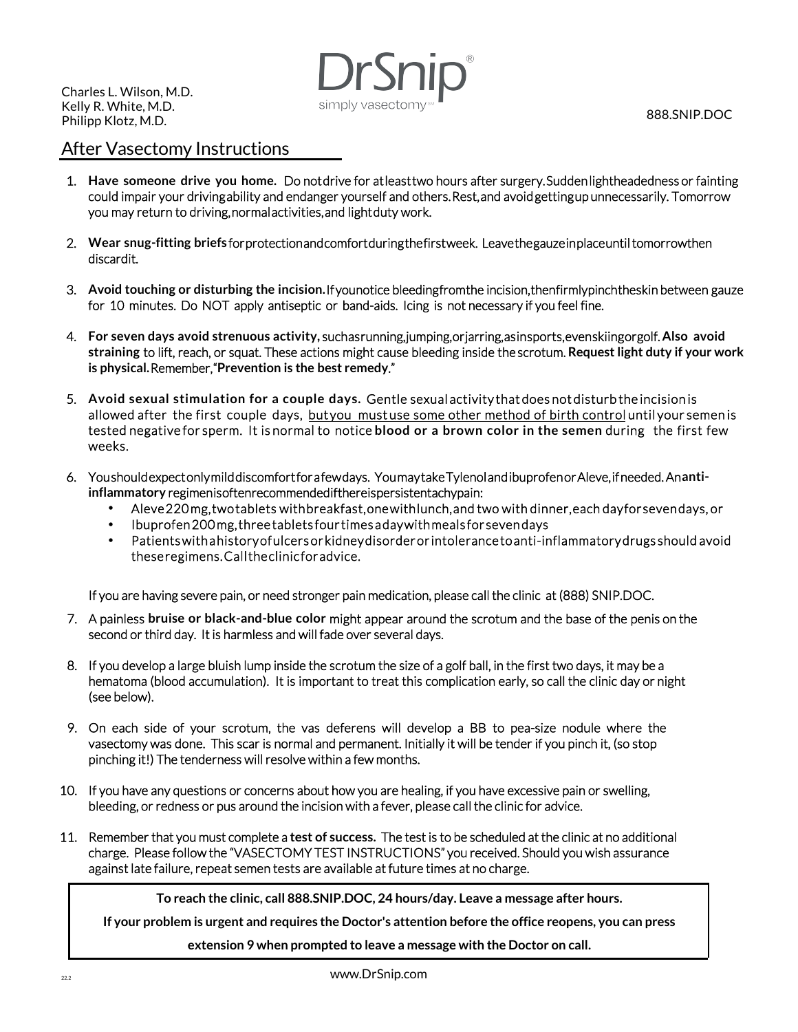Charles L. Wilson, M.D.
Kelly R. White, M.D.
Philipp Klotz, M.D.

DrSnip®
simply vasectomy℠

888.SNIP.DOC

# After Vasectomy Instructions

1. **Have someone drive you home.** Do not drive for at least two hours after surgery. Sudden lightheadedness or fainting could impair your driving ability and endanger yourself and others. Rest, and avoid getting up unnecessarily. Tomorrow you may return to driving, normal activities, and light duty work.

2. **Wear snug-fitting briefs** for protection and comfort during the first week. Leave the gauze in place until tomorrow then discard it.

3. **Avoid touching or disturbing the incision.** If you notice bleeding from the incision, then firmly pinch the skin between gauze for 10 minutes. Do NOT apply antiseptic or band-aids. Icing is not necessary if you feel fine.

4. **For seven days avoid strenuous activity,** such as running, jumping, or jarring, as in sports, even skiing or golf. **Also avoid straining** to lift, reach, or squat. These actions might cause bleeding inside the scrotum. **Request light duty if your work is physical.** Remember, "**Prevention is the best remedy**."

5. **Avoid sexual stimulation for a couple days.** Gentle sexual activity that does not disturb the incision is allowed after the first couple days, <u>but you must use some other method of birth control</u> until your semen is tested negative for sperm. It is normal to notice **blood or a brown color in the semen** during the first few weeks.

6. You should expect only mild discomfort for a few days. You may take Tylenol and ibuprofen or Aleve, if needed. An **anti-inflammatory** regimen is often recommended if there is persistent achy pain:
   - Aleve 220 mg, two tablets with breakfast, one with lunch, and two with dinner, each day for seven days, or
   - Ibuprofen 200 mg, three tablets four times a day with meals for seven days
   - Patients with a history of ulcers or kidney disorder or intolerance to anti-inflammatory drugs should avoid these regimens. Call the clinic for advice.

   If you are having severe pain, or need stronger pain medication, please call the clinic at (888) SNIP.DOC.

7. A painless **bruise or black-and-blue color** might appear around the scrotum and the base of the penis on the second or third day. It is harmless and will fade over several days.

8. If you develop a large bluish lump inside the scrotum the size of a golf ball, in the first two days, it may be a hematoma (blood accumulation). It is important to treat this complication early, so call the clinic day or night (see below).

9. On each side of your scrotum, the vas deferens will develop a BB to pea-size nodule where the vasectomy was done. This scar is normal and permanent. Initially it will be tender if you pinch it, (so stop pinching it!) The tenderness will resolve within a few months.

10. If you have any questions or concerns about how you are healing, if you have excessive pain or swelling, bleeding, or redness or pus around the incision with a fever, please call the clinic for advice.

11. Remember that you must complete a **test of success.** The test is to be scheduled at the clinic at no additional charge. Please follow the "VASECTOMY TEST INSTRUCTIONS" you received. Should you wish assurance against late failure, repeat semen tests are available at future times at no charge.

**To reach the clinic, call 888.SNIP.DOC, 24 hours/day. Leave a message after hours.**

**If your problem is urgent and requires the Doctor's attention before the office reopens, you can press extension 9 when prompted to leave a message with the Doctor on call.**

www.DrSnip.com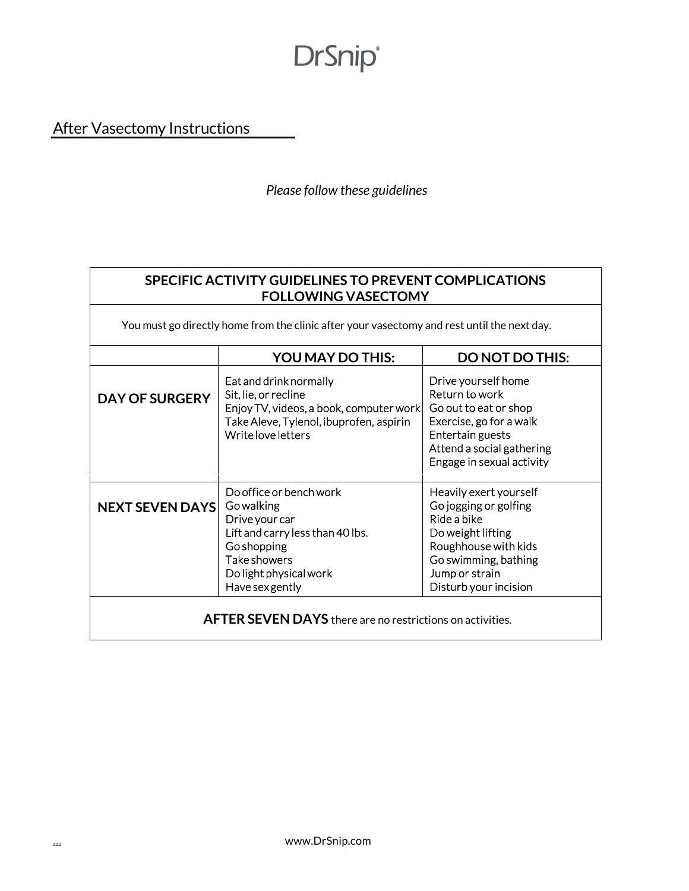DrSnip®

## After Vasectomy Instructions

*Please follow these guidelines*

| SPECIFIC ACTIVITY GUIDELINES TO PREVENT COMPLICATIONS FOLLOWING VASECTOMY | | |
|---|---|---|
| You must go directly home from the clinic after your vasectomy and rest until the next day. | | |
| | **YOU MAY DO THIS:** | **DO NOT DO THIS:** |
| **DAY OF SURGERY** | Eat and drink normally<br>Sit, lie, or recline<br>Enjoy TV, videos, a book, computer work<br>Take Aleve, Tylenol, ibuprofen, aspirin<br>Write love letters | Drive yourself home<br>Return to work<br>Go out to eat or shop<br>Exercise, go for a walk<br>Entertain guests<br>Attend a social gathering<br>Engage in sexual activity |
| **NEXT SEVEN DAYS** | Do office or bench work<br>Go walking<br>Drive your car<br>Lift and carry less than 40 lbs.<br>Go shopping<br>Take showers<br>Do light physical work<br>Have sex gently | Heavily exert yourself<br>Go jogging or golfing<br>Ride a bike<br>Do weight lifting<br>Roughhouse with kids<br>Go swimming, bathing<br>Jump or strain<br>Disturb your incision |
| **AFTER SEVEN DAYS** there are no restrictions on activities. | | |

www.DrSnip.com